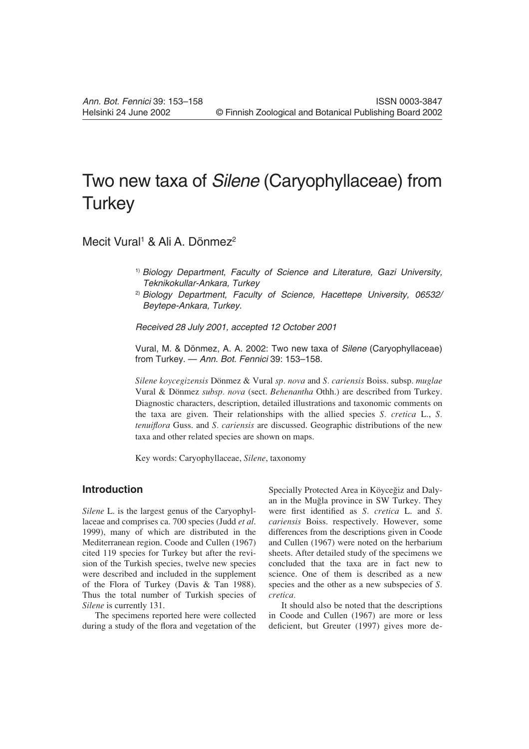# Two new taxa of *Silene* (Caryophyllaceae) from Turkey

Mecit Vural[1] & Ali A. Dönmez[2]

[1] *Biology Department, Faculty of Science and Literature, Gazi University, Teknikokullar-Ankara, Turkey*

[2] *Biology Department, Faculty of Science, Hacettepe University, 06532/ Beytepe-Ankara, Turkey.*

*Received 28 July 2001, accepted 12 October 2001*

Vural, M. & Dönmez, A. A. 2002: Two new taxa of *Silene* (Caryophyllaceae) from Turkey. — *Ann. Bot. Fennici* 39: 153–158.

*Silene koycegizensis* Dönmez & Vural *sp. nova* and *S. cariensis* Boiss. subsp. *muglae* Vural & Dönmez *subsp. nova* (sect. *Behenantha* Othh.) are described from Turkey. Diagnostic characters, description, detailed illustrations and taxonomic comments on the taxa are given. Their relationships with the allied species *S. cretica* L., *S. tenuiflora* Guss. and *S. cariensis* are discussed. Geographic distributions of the new taxa and other related species are shown on maps.

Key words: Caryophyllaceae, *Silene*, taxonomy

## Introduction

*Silene* L. is the largest genus of the Caryophyllaceae and comprises ca. 700 species (Judd *et al*. 1999), many of which are distributed in the Mediterranean region. Coode and Cullen (1967) cited 119 species for Turkey but after the revision of the Turkish species, twelve new species were described and included in the supplement of the Flora of Turkey (Davis & Tan 1988). Thus the total number of Turkish species of *Silene* is currently 131.

The specimens reported here were collected during a study of the flora and vegetation of the Specially Protected Area in Köyceğiz and Dalyan in the Muğla province in SW Turkey. They were first identified as *S. cretica* L. and *S. cariensis* Boiss. respectively. However, some differences from the descriptions given in Coode and Cullen (1967) were noted on the herbarium sheets. After detailed study of the specimens we concluded that the taxa are in fact new to science. One of them is described as a new species and the other as a new subspecies of *S. cretica*.

It should also be noted that the descriptions in Coode and Cullen (1967) are more or less deficient, but Greuter (1997) gives more de-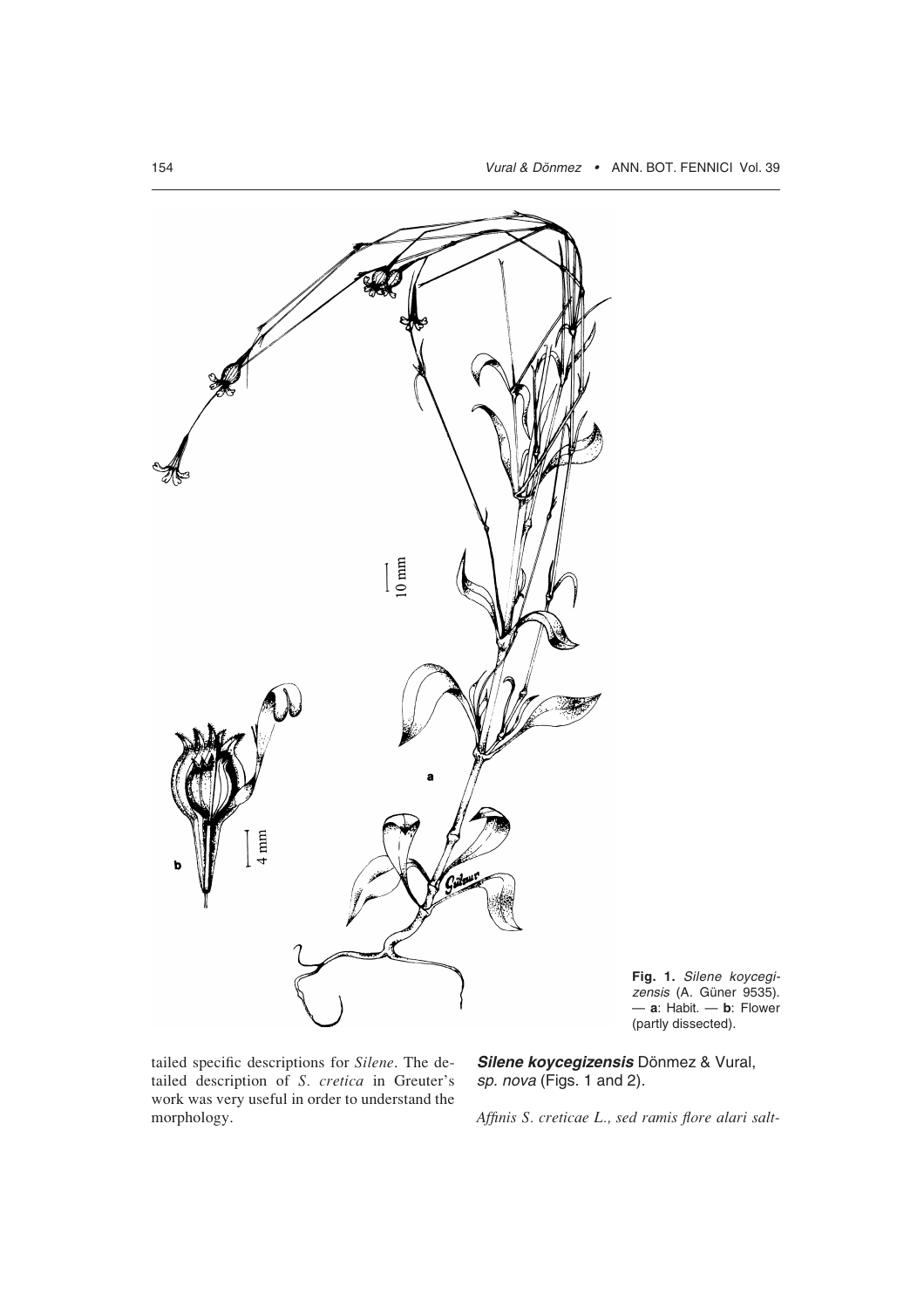Fig. 1. *Silene koycegizensis* (A. Güner 9535). — **a**: Habit. — **b**: Flower (partly dissected).

tailed specific descriptions for *Silene*. The detailed description of *S. cretica* in Greuter's work was very useful in order to understand the morphology.

***Silene koycegizensis*** Dönmez & Vural, *sp. nova* (Figs. 1 and 2).

*Affinis S. creticae L., sed ramis flore alari salt-*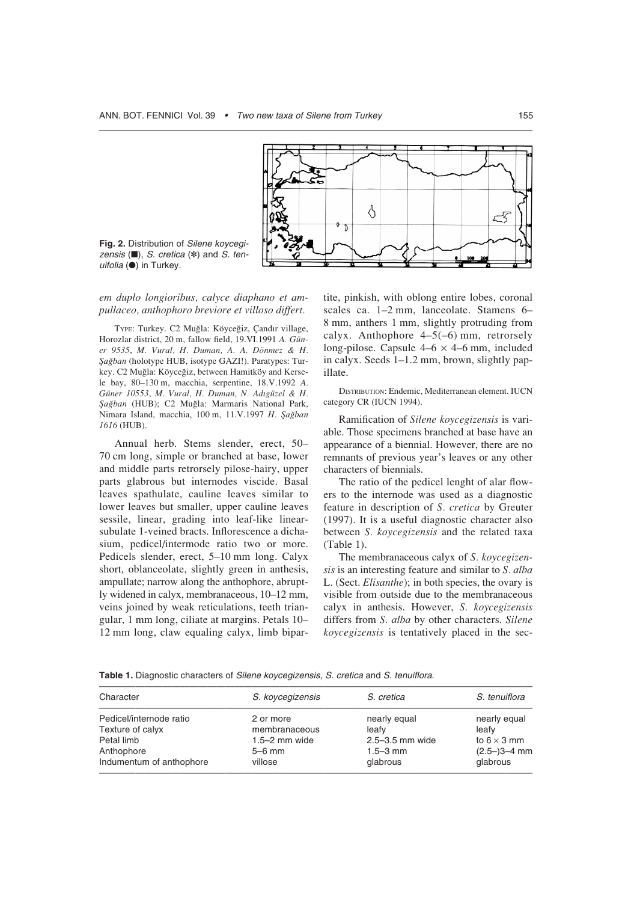Fig. 2. Distribution of *Silene koycegizensis* (■), *S. cretica* (✻) and *S. tenuifolia* (●) in Turkey.

*em duplo longioribus, calyce diaphano et ampullaceo, anthophoro breviore et villoso differt.*

TYPE: Turkey. C2 Muğla: Köyceğiz, Çandır village, Horozlar district, 20 m, fallow field, 19.VI.1991 *A. Güner 9535*, *M. Vural, H. Duman, A. A. Dönmez & H. Şağban* (holotype HUB, isotype GAZI!). Paratypes: Turkey. C2 Muğla: Köyceğiz, between Hamitköy and Kersele bay, 80–130 m, macchia, serpentine, 18.V.1992 *A. Güner 10553*, *M. Vural, H. Duman, N. Adıgüzel & H. Şağban* (HUB); C2 Muğla: Marmaris National Park, Nimara Island, macchia, 100 m, 11.V.1997 *H. Şağban 1616* (HUB).

Annual herb. Stems slender, erect, 50–70 cm long, simple or branched at base, lower and middle parts retrorsely pilose-hairy, upper parts glabrous but internodes viscide. Basal leaves spathulate, cauline leaves similar to lower leaves but smaller, upper cauline leaves sessile, linear, grading into leaf-like linear-subulate 1-veined bracts. Inflorescence a dichasium, pedicel/intermode ratio two or more. Pedicels slender, erect, 5–10 mm long. Calyx short, oblanceolate, slightly green in anthesis, ampullate; narrow along the anthophore, abruptly widened in calyx, membranaceous, 10–12 mm, veins joined by weak reticulations, teeth triangular, 1 mm long, ciliate at margins. Petals 10–12 mm long, claw equaling calyx, limb bipartite, pinkish, with oblong entire lobes, coronal scales ca. 1–2 mm, lanceolate. Stamens 6–8 mm, anthers 1 mm, slightly protruding from calyx. Anthophore 4–5(–6) mm, retrorsely long-pilose. Capsule 4–6 × 4–6 mm, included in calyx. Seeds 1–1.2 mm, brown, slightly papillate.

DISTRIBUTION: Endemic, Mediterranean element. IUCN category CR (IUCN 1994).

Ramification of *Silene koycegizensis* is variable. Those specimens branched at base have an appearance of a biennial. However, there are no remnants of previous year's leaves or any other characters of biennials.

The ratio of the pedicel lenght of alar flowers to the internode was used as a diagnostic feature in description of *S. cretica* by Greuter (1997). It is a useful diagnostic character also between *S. koycegizensis* and the related taxa (Table 1).

The membranaceous calyx of *S. koycegizensis* is an interesting feature and similar to *S. alba* L. (Sect. *Elisanthe*); in both species, the ovary is visible from outside due to the membranaceous calyx in anthesis. However, *S. koycegizensis* differs from *S. alba* by other characters. *Silene koycegizensis* is tentatively placed in the sec-

**Table 1.** Diagnostic characters of *Silene koycegizensis*, *S. cretica* and *S. tenuiflora*.

| Character | *S. koycegizensis* | *S. cretica* | *S. tenuiflora* |
|---|---|---|---|
| Pedicel/internode ratio | 2 or more | nearly equal | nearly equal |
| Texture of calyx | membranaceous | leafy | leafy |
| Petal limb | 1.5–2 mm wide | 2.5–3.5 mm wide | to 6 × 3 mm |
| Anthophore | 5–6 mm | 1.5–3 mm | (2.5–)3–4 mm |
| Indumentum of anthophore | villose | glabrous | glabrous |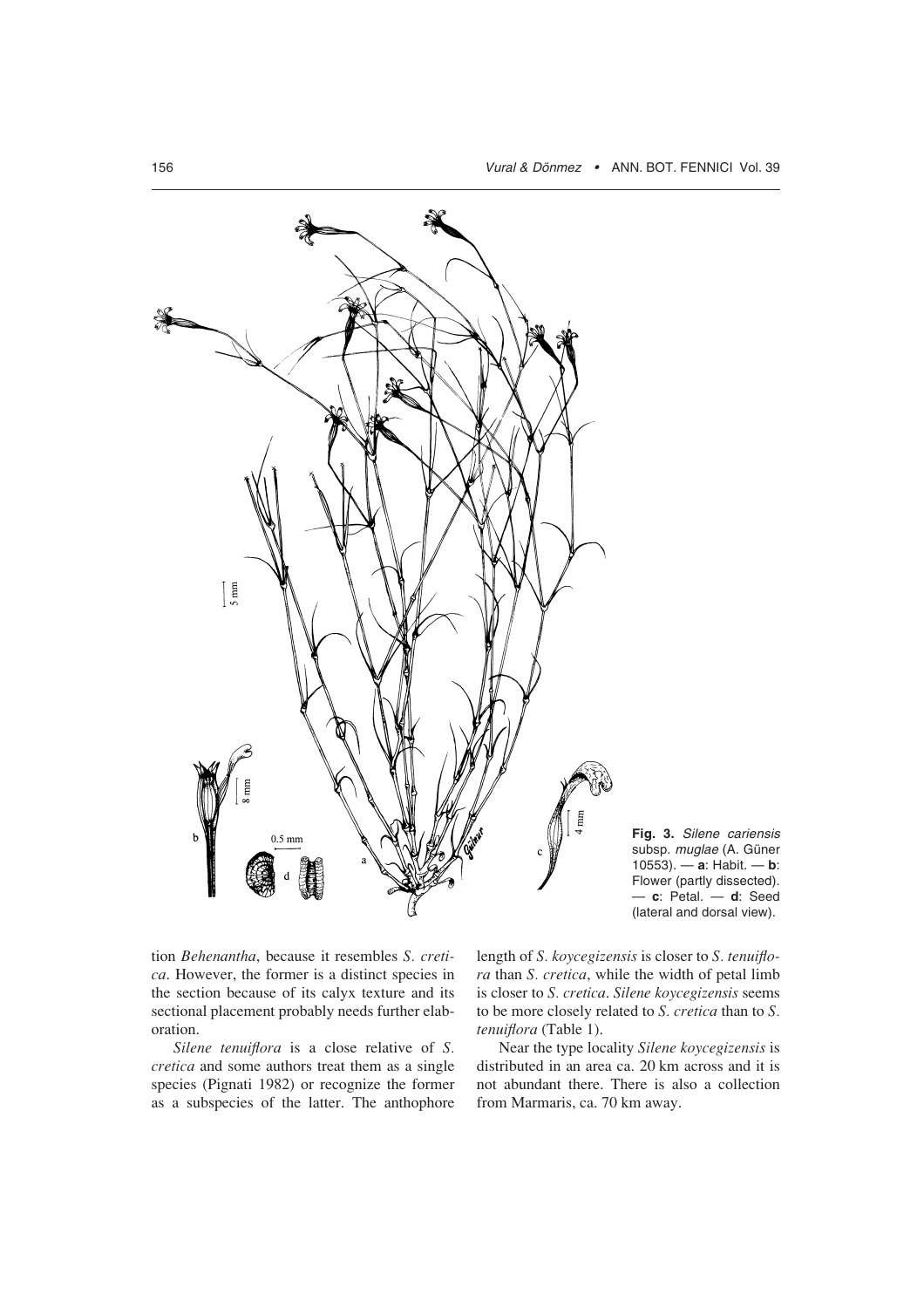**Fig. 3.** *Silene cariensis* subsp. *muglae* (A. Güner 10553). — **a**: Habit. — **b**: Flower (partly dissected). — **c**: Petal. — **d**: Seed (lateral and dorsal view).

tion *Behenantha*, because it resembles *S. cretica*. However, the former is a distinct species in the section because of its calyx texture and its sectional placement probably needs further elaboration.

*Silene tenuiflora* is a close relative of *S. cretica* and some authors treat them as a single species (Pignati 1982) or recognize the former as a subspecies of the latter. The anthophore length of *S. koycegizensis* is closer to *S. tenuiflora* than *S. cretica*, while the width of petal limb is closer to *S. cretica*. *Silene koycegizensis* seems to be more closely related to *S. cretica* than to *S. tenuiflora* (Table 1).

Near the type locality *Silene koycegizensis* is distributed in an area ca. 20 km across and it is not abundant there. There is also a collection from Marmaris, ca. 70 km away.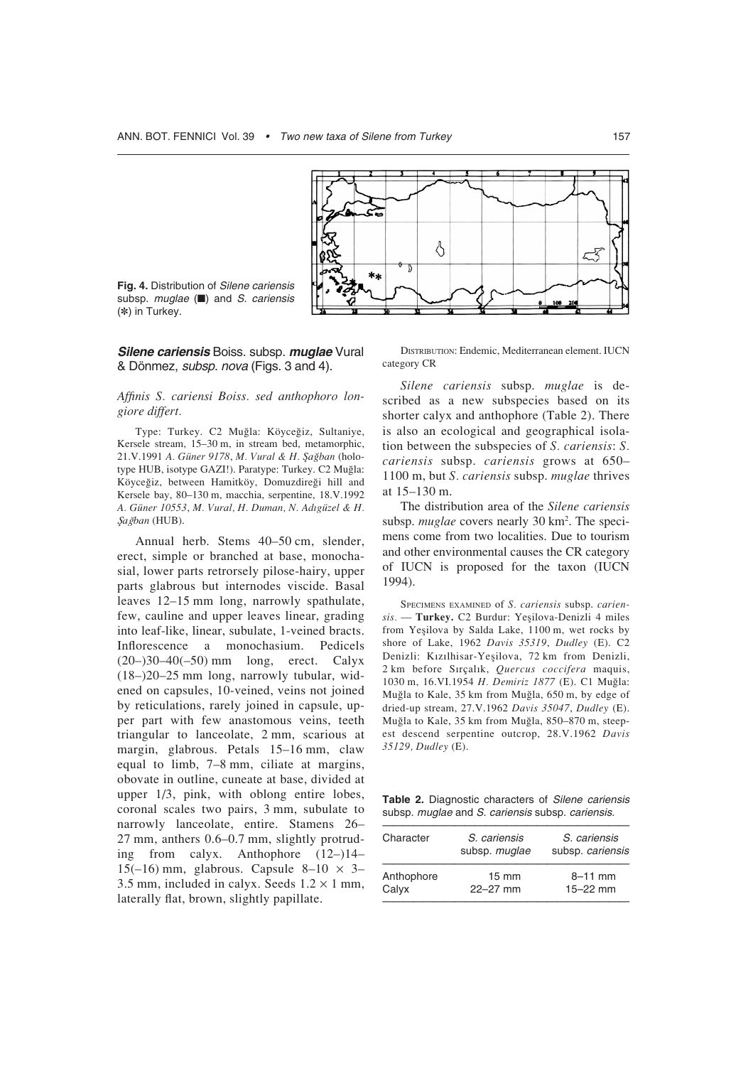**Fig. 4.** Distribution of *Silene cariensis* subsp. *muglae* (■) and *S. cariensis* (*) in Turkey.

***Silene cariensis*** **Boiss. subsp. *muglae*** **Vural & Dönmez,** ***subsp. nova*** **(Figs. 3 and 4).**

*Affinis S. cariensi Boiss. sed anthophoro longiore differt.*

Type: Turkey. C2 Muğla: Köyceğiz, Sultaniye, Kersele stream, 15–30 m, in stream bed, metamorphic, 21.V.1991 *A. Güner 9178*, *M. Vural & H. Şağban* (holotype HUB, isotype GAZI!). Paratype: Turkey. C2 Muğla: Köyceğiz, between Hamitköy, Domuzdireği hill and Kersele bay, 80–130 m, macchia, serpentine, 18.V.1992 *A. Güner 10553*, *M. Vural, H. Duman, N. Adıgüzel & H. Şağban* (HUB).

Annual herb. Stems 40–50 cm, slender, erect, simple or branched at base, monochasial, lower parts retrorsely pilose-hairy, upper parts glabrous but internodes viscide. Basal leaves 12–15 mm long, narrowly spathulate, few, cauline and upper leaves linear, grading into leaf-like, linear, subulate, 1-veined bracts. Inflorescence a monochasium. Pedicels (20–)30–40(–50) mm long, erect. Calyx (18–)20–25 mm long, narrowly tubular, widened on capsules, 10-veined, veins not joined by reticulations, rarely joined in capsule, upper part with few anastomous veins, teeth triangular to lanceolate, 2 mm, scarious at margin, glabrous. Petals 15–16 mm, claw equal to limb, 7–8 mm, ciliate at margins, obovate in outline, cuneate at base, divided at upper 1/3, pink, with oblong entire lobes, coronal scales two pairs, 3 mm, subulate to narrowly lanceolate, entire. Stamens 26–27 mm, anthers 0.6–0.7 mm, slightly protruding from calyx. Anthophore (12–)14–15(–16) mm, glabrous. Capsule 8–10 × 3–3.5 mm, included in calyx. Seeds 1.2 × 1 mm, laterally flat, brown, slightly papillate.

DISTRIBUTION: Endemic, Mediterranean element. IUCN category CR

*Silene cariensis* subsp. *muglae* is described as a new subspecies based on its shorter calyx and anthophore (Table 2). There is also an ecological and geographical isolation between the subspecies of *S. cariensis*: *S. cariensis* subsp. *cariensis* grows at 650–1100 m, but *S. cariensis* subsp. *muglae* thrives at 15–130 m.

The distribution area of the *Silene cariensis* subsp. *muglae* covers nearly 30 km$^2$. The specimens come from two localities. Due to tourism and other environmental causes the CR category of IUCN is proposed for the taxon (IUCN 1994).

SPECIMENS EXAMINED of *S. cariensis* subsp. *cariensis*. — **Turkey.** C2 Burdur: Yeşilova-Denizli 4 miles from Yeşilova by Salda Lake, 1100 m, wet rocks by shore of Lake, 1962 *Davis 35319*, *Dudley* (E). C2 Denizli: Kızılhisar-Yeşilova, 72 km from Denizli, 2 km before Sırçalık, *Quercus coccifera* maquis, 1030 m, 16.VI.1954 *H. Demiriz 1877* (E). C1 Muğla: Muğla to Kale, 35 km from Muğla, 650 m, by edge of dried-up stream, 27.V.1962 *Davis 35047*, *Dudley* (E). Muğla to Kale, 35 km from Muğla, 850–870 m, steepest descend serpentine outcrop, 28.V.1962 *Davis 35129, Dudley* (E).

**Table 2.** Diagnostic characters of *Silene cariensis* subsp. *muglae* and *S. cariensis* subsp. *cariensis*.

| Character | *S. cariensis* subsp. *muglae* | *S. cariensis* subsp. *cariensis* |
|---|---|---|
| Anthophore | 15 mm | 8–11 mm |
| Calyx | 22–27 mm | 15–22 mm |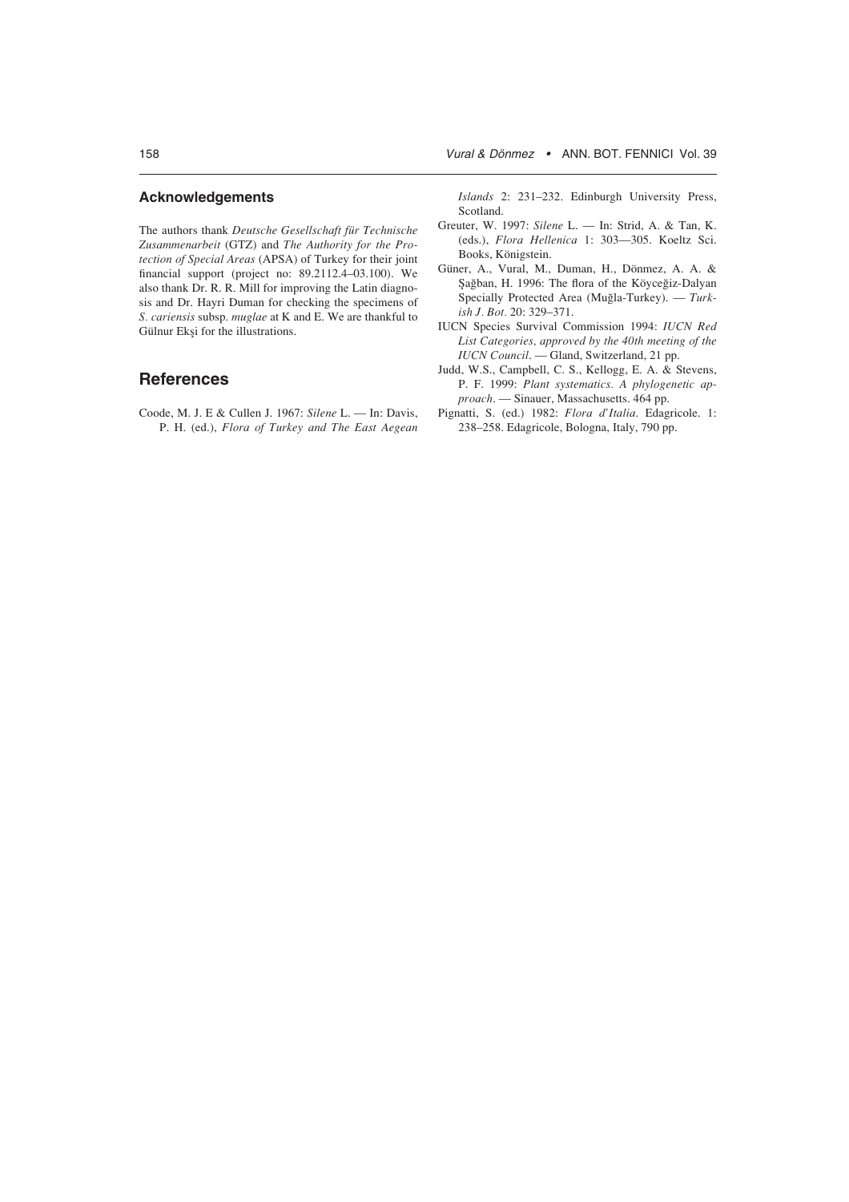## Acknowledgements

The authors thank *Deutsche Gesellschaft für Technische Zusammenarbeit* (GTZ) and *The Authority for the Protection of Special Areas* (APSA) of Turkey for their joint financial support (project no: 89.2112.4–03.100). We also thank Dr. R. R. Mill for improving the Latin diagnosis and Dr. Hayri Duman for checking the specimens of *S. cariensis* subsp. *muglae* at K and E. We are thankful to Gülnur Ekşi for the illustrations.

## References

Coode, M. J. E & Cullen J. 1967: *Silene* L. — In: Davis, P. H. (ed.), *Flora of Turkey and The East Aegean Islands* 2: 231–232. Edinburgh University Press, Scotland.

Greuter, W. 1997: *Silene* L. — In: Strid, A. & Tan, K. (eds.), *Flora Hellenica* 1: 303—305. Koeltz Sci. Books, Königstein.

Güner, A., Vural, M., Duman, H., Dönmez, A. A. & Şağban, H. 1996: The flora of the Köyceğiz-Dalyan Specially Protected Area (Muğla-Turkey). — *Turkish J. Bot.* 20: 329–371.

IUCN Species Survival Commission 1994: *IUCN Red List Categories, approved by the 40th meeting of the IUCN Council*. — Gland, Switzerland, 21 pp.

Judd, W.S., Campbell, C. S., Kellogg, E. A. & Stevens, P. F. 1999: *Plant systematics. A phylogenetic approach*. — Sinauer, Massachusetts. 464 pp.

Pignatti, S. (ed.) 1982: *Flora d'Italia*. Edagricole. 1: 238–258. Edagricole, Bologna, Italy, 790 pp.